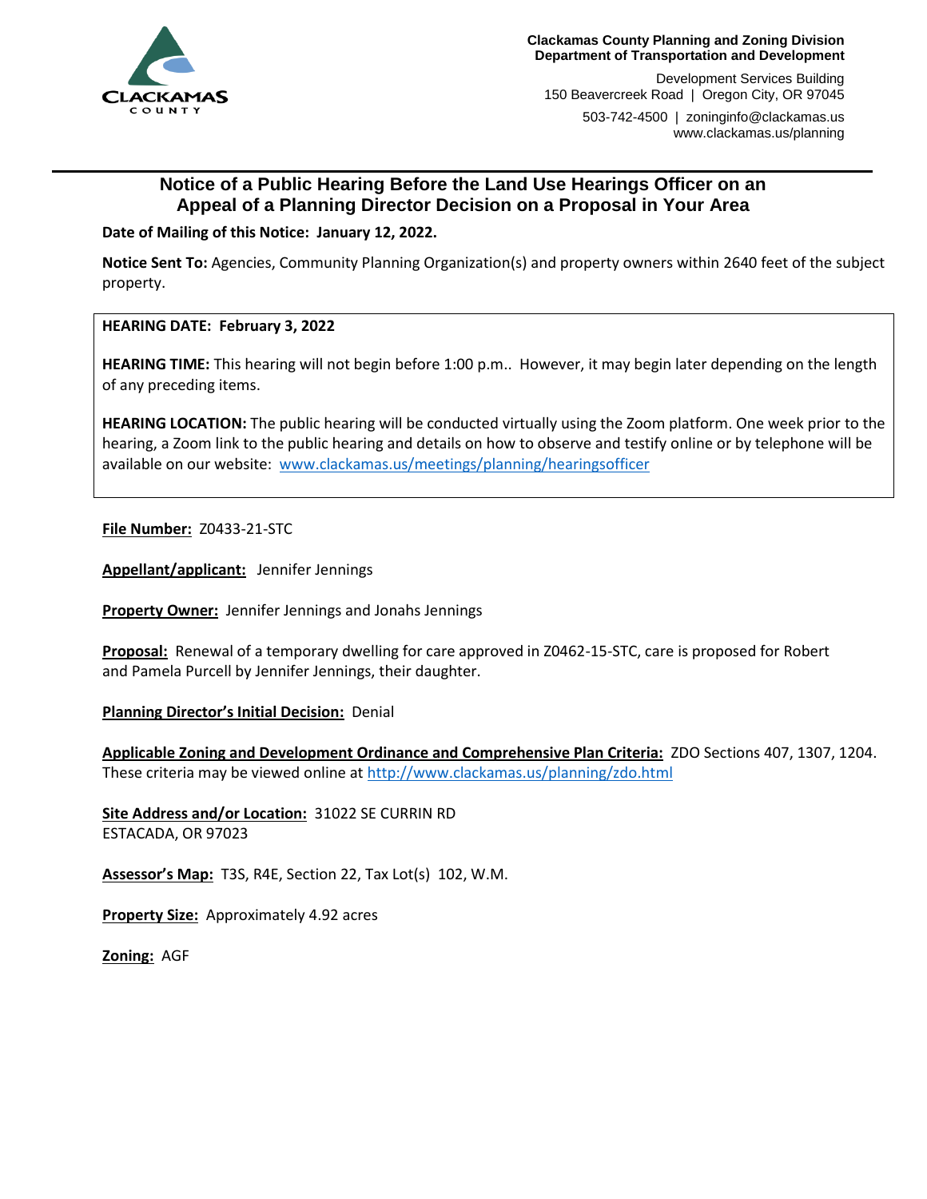Clackamas County Planning and Zoning Division
Department of Transportation and Development

Development Services Building
150 Beavercreek Road | Oregon City, OR 97045

503-742-4500 | zoninginfo@clackamas.us
www.clackamas.us/planning

# Notice of a Public Hearing Before the Land Use Hearings Officer on an Appeal of a Planning Director Decision on a Proposal in Your Area

**Date of Mailing of this Notice: January 12, 2022.**

**Notice Sent To:** Agencies, Community Planning Organization(s) and property owners within 2640 feet of the subject property.

**HEARING DATE: February 3, 2022**

**HEARING TIME:** This hearing will not begin before 1:00 p.m.. However, it may begin later depending on the length of any preceding items.

**HEARING LOCATION:** The public hearing will be conducted virtually using the Zoom platform. One week prior to the hearing, a Zoom link to the public hearing and details on how to observe and testify online or by telephone will be available on our website: www.clackamas.us/meetings/planning/hearingsofficer

**File Number:** Z0433-21-STC

**Appellant/applicant:** Jennifer Jennings

**Property Owner:** Jennifer Jennings and Jonahs Jennings

**Proposal:** Renewal of a temporary dwelling for care approved in Z0462-15-STC, care is proposed for Robert and Pamela Purcell by Jennifer Jennings, their daughter.

**Planning Director's Initial Decision:** Denial

**Applicable Zoning and Development Ordinance and Comprehensive Plan Criteria:** ZDO Sections 407, 1307, 1204. These criteria may be viewed online at http://www.clackamas.us/planning/zdo.html

**Site Address and/or Location:** 31022 SE CURRIN RD
ESTACADA, OR 97023

**Assessor's Map:** T3S, R4E, Section 22, Tax Lot(s) 102, W.M.

**Property Size:** Approximately 4.92 acres

**Zoning:** AGF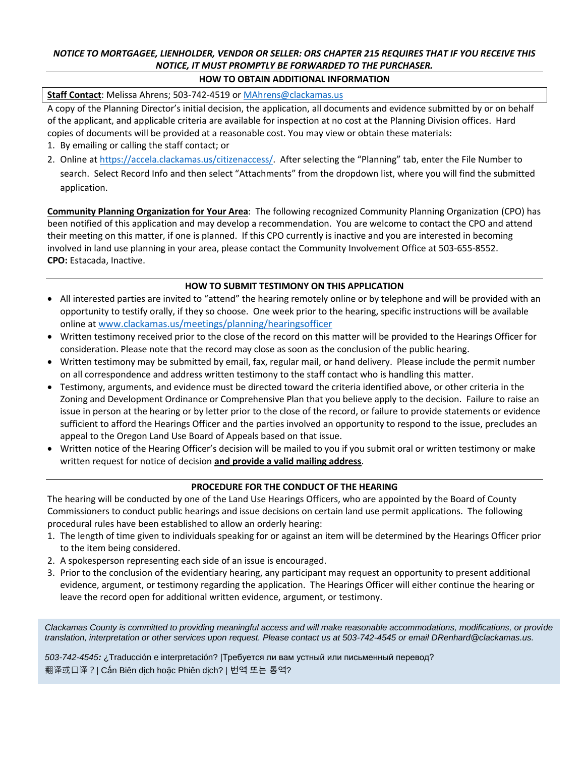*NOTICE TO MORTGAGEE, LIENHOLDER, VENDOR OR SELLER: ORS CHAPTER 215 REQUIRES THAT IF YOU RECEIVE THIS NOTICE, IT MUST PROMPTLY BE FORWARDED TO THE PURCHASER.*

## HOW TO OBTAIN ADDITIONAL INFORMATION

**Staff Contact**: Melissa Ahrens; 503-742-4519 or MAhrens@clackamas.us

A copy of the Planning Director's initial decision, the application, all documents and evidence submitted by or on behalf of the applicant, and applicable criteria are available for inspection at no cost at the Planning Division offices. Hard copies of documents will be provided at a reasonable cost. You may view or obtain these materials:

1. By emailing or calling the staff contact; or
2. Online at https://accela.clackamas.us/citizenaccess/. After selecting the "Planning" tab, enter the File Number to search. Select Record Info and then select "Attachments" from the dropdown list, where you will find the submitted application.

**Community Planning Organization for Your Area**: The following recognized Community Planning Organization (CPO) has been notified of this application and may develop a recommendation. You are welcome to contact the CPO and attend their meeting on this matter, if one is planned. If this CPO currently is inactive and you are interested in becoming involved in land use planning in your area, please contact the Community Involvement Office at 503-655-8552.
**CPO:** Estacada, Inactive.

## HOW TO SUBMIT TESTIMONY ON THIS APPLICATION

- All interested parties are invited to "attend" the hearing remotely online or by telephone and will be provided with an opportunity to testify orally, if they so choose. One week prior to the hearing, specific instructions will be available online at www.clackamas.us/meetings/planning/hearingsofficer
- Written testimony received prior to the close of the record on this matter will be provided to the Hearings Officer for consideration. Please note that the record may close as soon as the conclusion of the public hearing.
- Written testimony may be submitted by email, fax, regular mail, or hand delivery. Please include the permit number on all correspondence and address written testimony to the staff contact who is handling this matter.
- Testimony, arguments, and evidence must be directed toward the criteria identified above, or other criteria in the Zoning and Development Ordinance or Comprehensive Plan that you believe apply to the decision. Failure to raise an issue in person at the hearing or by letter prior to the close of the record, or failure to provide statements or evidence sufficient to afford the Hearings Officer and the parties involved an opportunity to respond to the issue, precludes an appeal to the Oregon Land Use Board of Appeals based on that issue.
- Written notice of the Hearing Officer's decision will be mailed to you if you submit oral or written testimony or make written request for notice of decision **and provide a valid mailing address**.

## PROCEDURE FOR THE CONDUCT OF THE HEARING

The hearing will be conducted by one of the Land Use Hearings Officers, who are appointed by the Board of County Commissioners to conduct public hearings and issue decisions on certain land use permit applications. The following procedural rules have been established to allow an orderly hearing:

1. The length of time given to individuals speaking for or against an item will be determined by the Hearings Officer prior to the item being considered.
2. A spokesperson representing each side of an issue is encouraged.
3. Prior to the conclusion of the evidentiary hearing, any participant may request an opportunity to present additional evidence, argument, or testimony regarding the application. The Hearings Officer will either continue the hearing or leave the record open for additional written evidence, argument, or testimony.

*Clackamas County is committed to providing meaningful access and will make reasonable accommodations, modifications, or provide translation, interpretation or other services upon request. Please contact us at 503-742-4545 or email DRenhard@clackamas.us.*

*503-742-4545:* ¿Traducción e interpretación? |Требуется ли вам устный или письменный перевод? 翻译或口译？| Cần Biên dịch hoặc Phiên dịch? | 번역 또는 통역?